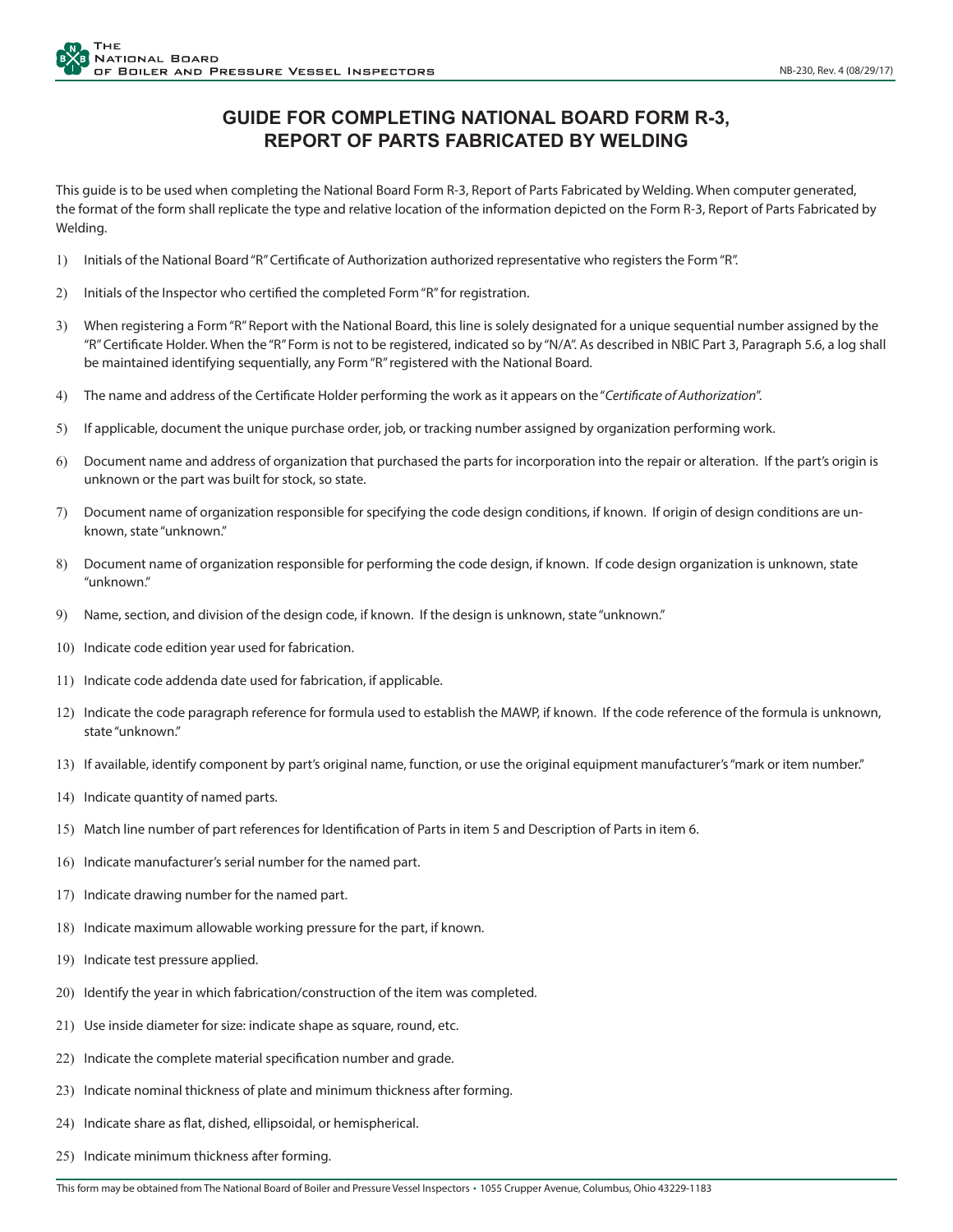# GUIDE FOR COMPLETING NATIONAL BOARD FORM R-3, REPORT OF PARTS FABRICATED BY WELDING

This guide is to be used when completing the National Board Form R-3, Report of Parts Fabricated by Welding. When computer generated, the format of the form shall replicate the type and relative location of the information depicted on the Form R-3, Report of Parts Fabricated by Welding.

1) Initials of the National Board "R" Certificate of Authorization authorized representative who registers the Form "R".

2) Initials of the Inspector who certified the completed Form "R" for registration.

3) When registering a Form "R" Report with the National Board, this line is solely designated for a unique sequential number assigned by the "R" Certificate Holder. When the "R" Form is not to be registered, indicated so by "N/A". As described in NBIC Part 3, Paragraph 5.6, a log shall be maintained identifying sequentially, any Form "R" registered with the National Board.

4) The name and address of the Certificate Holder performing the work as it appears on the "*Certificate of Authorization*".

5) If applicable, document the unique purchase order, job, or tracking number assigned by organization performing work.

6) Document name and address of organization that purchased the parts for incorporation into the repair or alteration. If the part's origin is unknown or the part was built for stock, so state.

7) Document name of organization responsible for specifying the code design conditions, if known. If origin of design conditions are unknown, state "unknown."

8) Document name of organization responsible for performing the code design, if known. If code design organization is unknown, state "unknown."

9) Name, section, and division of the design code, if known. If the design is unknown, state "unknown."

10) Indicate code edition year used for fabrication.

11) Indicate code addenda date used for fabrication, if applicable.

12) Indicate the code paragraph reference for formula used to establish the MAWP, if known. If the code reference of the formula is unknown, state "unknown."

13) If available, identify component by part's original name, function, or use the original equipment manufacturer's "mark or item number."

14) Indicate quantity of named parts.

15) Match line number of part references for Identification of Parts in item 5 and Description of Parts in item 6.

16) Indicate manufacturer's serial number for the named part.

17) Indicate drawing number for the named part.

18) Indicate maximum allowable working pressure for the part, if known.

19) Indicate test pressure applied.

20) Identify the year in which fabrication/construction of the item was completed.

21) Use inside diameter for size: indicate shape as square, round, etc.

22) Indicate the complete material specification number and grade.

23) Indicate nominal thickness of plate and minimum thickness after forming.

24) Indicate share as flat, dished, ellipsoidal, or hemispherical.

25) Indicate minimum thickness after forming.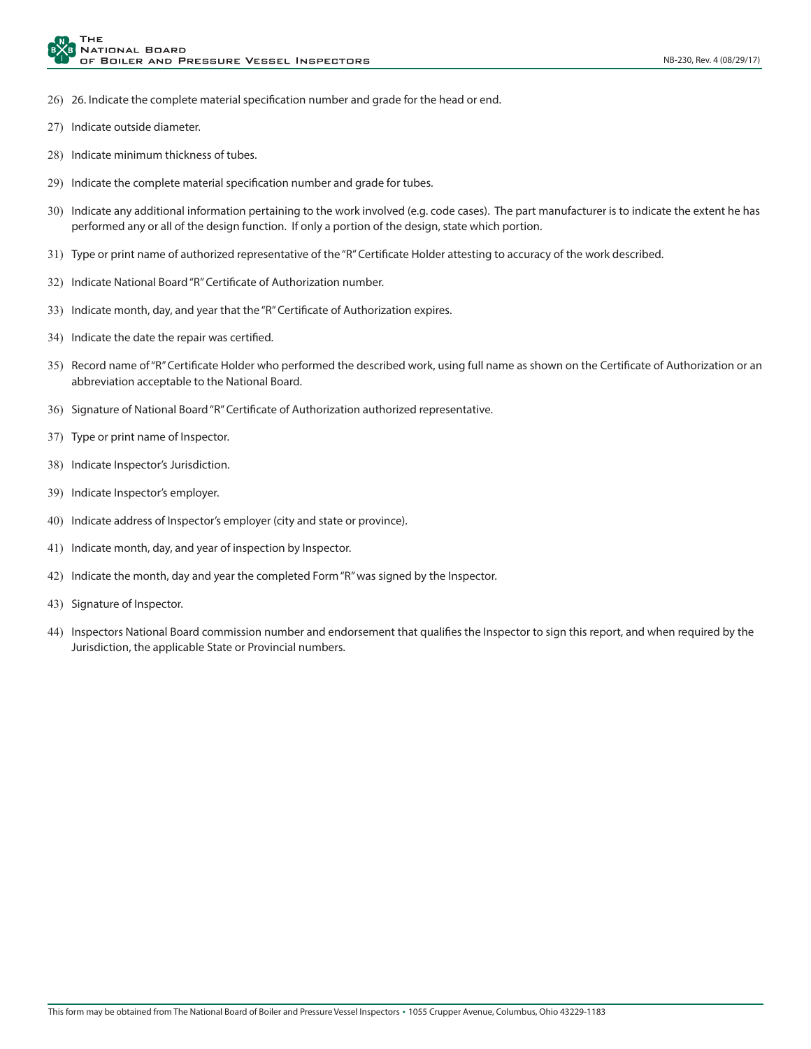26) 26. Indicate the complete material specification number and grade for the head or end.

27) Indicate outside diameter.

28) Indicate minimum thickness of tubes.

29) Indicate the complete material specification number and grade for tubes.

30) Indicate any additional information pertaining to the work involved (e.g. code cases). The part manufacturer is to indicate the extent he has performed any or all of the design function. If only a portion of the design, state which portion.

31) Type or print name of authorized representative of the "R" Certificate Holder attesting to accuracy of the work described.

32) Indicate National Board "R" Certificate of Authorization number.

33) Indicate month, day, and year that the "R" Certificate of Authorization expires.

34) Indicate the date the repair was certified.

35) Record name of "R" Certificate Holder who performed the described work, using full name as shown on the Certificate of Authorization or an abbreviation acceptable to the National Board.

36) Signature of National Board "R" Certificate of Authorization authorized representative.

37) Type or print name of Inspector.

38) Indicate Inspector's Jurisdiction.

39) Indicate Inspector's employer.

40) Indicate address of Inspector's employer (city and state or province).

41) Indicate month, day, and year of inspection by Inspector.

42) Indicate the month, day and year the completed Form "R" was signed by the Inspector.

43) Signature of Inspector.

44) Inspectors National Board commission number and endorsement that qualifies the Inspector to sign this report, and when required by the Jurisdiction, the applicable State or Provincial numbers.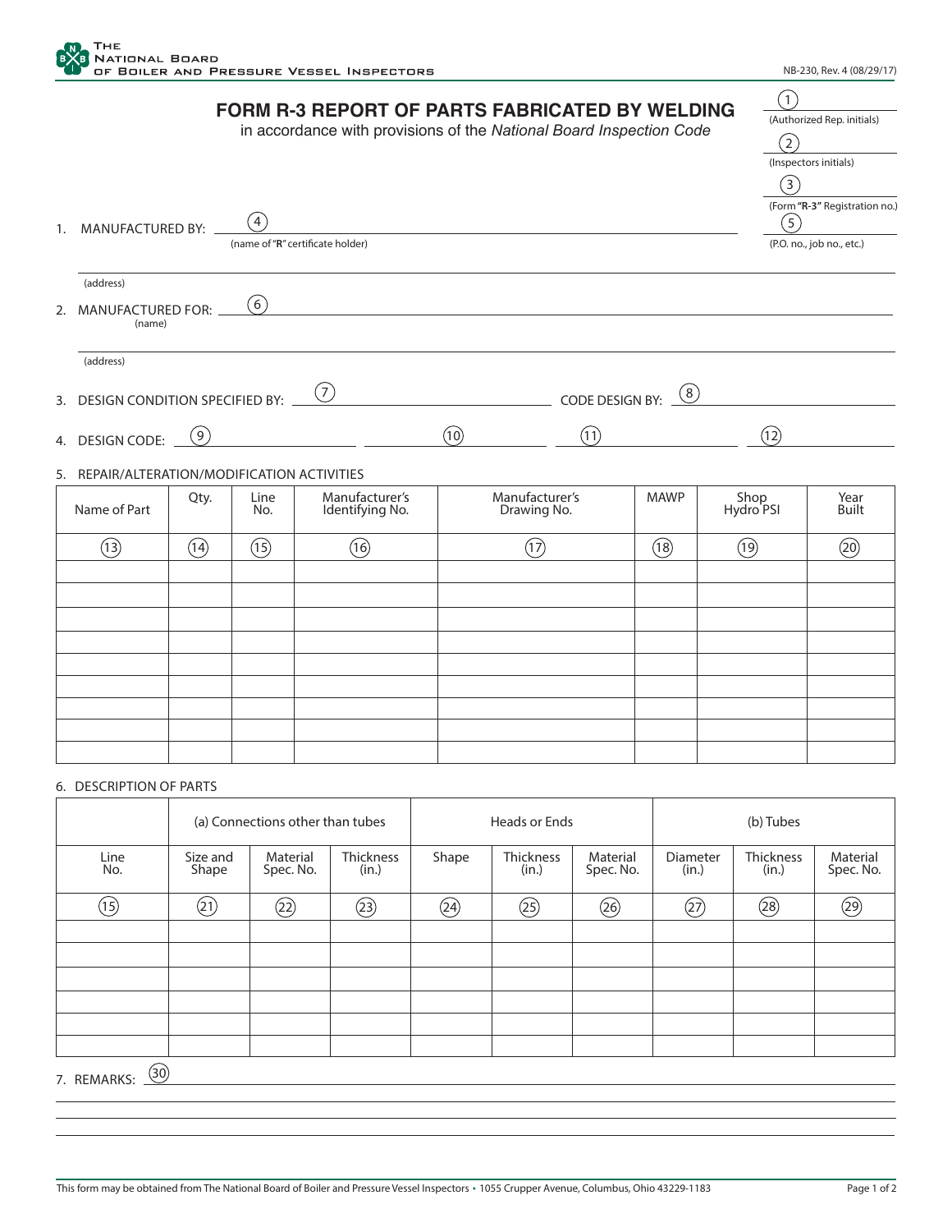THE NATIONAL BOARD OF BOILER AND PRESSURE VESSEL INSPECTORS

NB-230, Rev. 4 (08/29/17)

# FORM R-3 REPORT OF PARTS FABRICATED BY WELDING

in accordance with provisions of the *National Board Inspection Code*

(1) (Authorized Rep. initials)

(2) (Inspectors initials)

(3) (Form "R-3" Registration no.)

(5) (P.O. no., job no., etc.)

1. MANUFACTURED BY: (4) (name of "R" certificate holder)

(address)

2. MANUFACTURED FOR: (name) (6)

(address)

3. DESIGN CONDITION SPECIFIED BY: (7) CODE DESIGN BY: (8)

4. DESIGN CODE: (9) (10) (11) (12)

5. REPAIR/ALTERATION/MODIFICATION ACTIVITIES

| Name of Part | Qty. | Line No. | Manufacturer's Identifying No. | Manufacturer's Drawing No. | MAWP | Shop Hydro PSI | Year Built |
|---|---|---|---|---|---|---|---|
| (13) | (14) | (15) | (16) | (17) | (18) | (19) | (20) |
| | | | | | | | |
| | | | | | | | |
| | | | | | | | |
| | | | | | | | |
| | | | | | | | |
| | | | | | | | |
| | | | | | | | |
| | | | | | | | |
| | | | | | | | |

6. DESCRIPTION OF PARTS

| | (a) Connections other than tubes | | | Heads or Ends | | | (b) Tubes | | |
|---|---|---|---|---|---|---|---|---|---|
| Line No. | Size and Shape | Material Spec. No. | Thickness (in.) | Shape | Thickness (in.) | Material Spec. No. | Diameter (in.) | Thickness (in.) | Material Spec. No. |
| (15) | (21) | (22) | (23) | (24) | (25) | (26) | (27) | (28) | (29) |
| | | | | | | | | | |
| | | | | | | | | | |
| | | | | | | | | | |
| | | | | | | | | | |
| | | | | | | | | | |
| | | | | | | | | | |

7. REMARKS: (30)

This form may be obtained from The National Board of Boiler and Pressure Vessel Inspectors • 1055 Crupper Avenue, Columbus, Ohio 43229-1183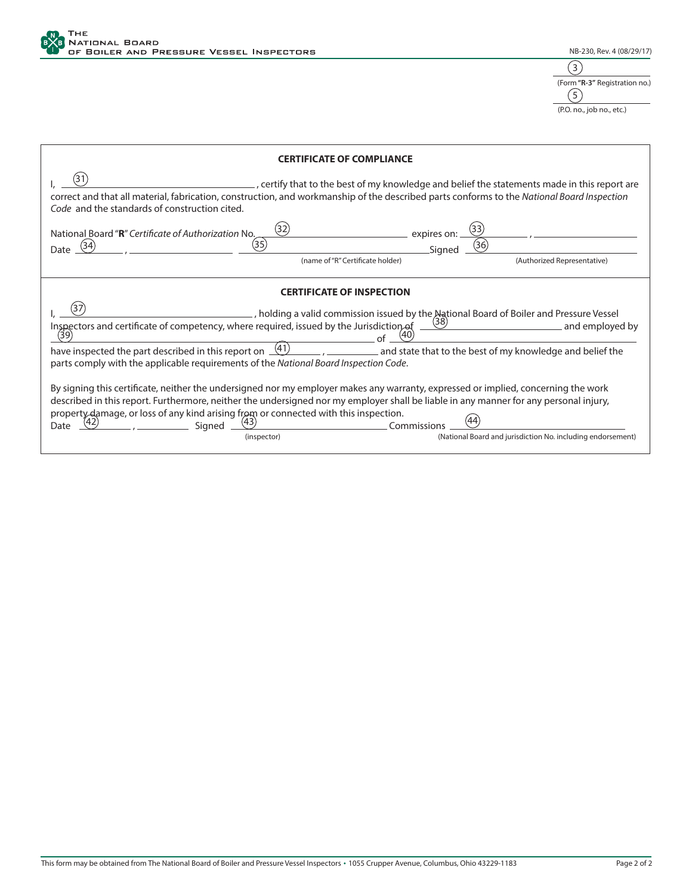NB-230, Rev. 4 (08/29/17)

(3)
(Form **"R-3"** Registration no.)

(5)
(P.O. no., job no., etc.)

## CERTIFICATE OF COMPLIANCE

I, (31) ____________________, certify that to the best of my knowledge and belief the statements made in this report are correct and that all material, fabrication, construction, and workmanship of the described parts conforms to the *National Board Inspection Code* and the standards of construction cited.

National Board "**R**" *Certificate of Authorization* No. (32) ____________________ expires on: (33) __________ , __________

Date (34) __________ , __________ (35) ____________________ Signed (36) ____________________

(name of "R" Certificate holder) (Authorized Representative)

## CERTIFICATE OF INSPECTION

I, (37) ____________________, holding a valid commission issued by the National Board of Boiler and Pressure Vessel Inspectors and certificate of competency, where required, issued by the Jurisdiction of (38) ____________________ and employed by (39) ____________________ of (40) ____________________ have inspected the part described in this report on (41) __________ , __________ and state that to the best of my knowledge and belief the parts comply with the applicable requirements of the *National Board Inspection Code*.

By signing this certificate, neither the undersigned nor my employer makes any warranty, expressed or implied, concerning the work described in this report. Furthermore, neither the undersigned nor my employer shall be liable in any manner for any personal injury, property damage, or loss of any kind arising from or connected with this inspection.

Date (42) __________ , __________ Signed (43) ____________________ Commissions (44) ____________________

(inspector) (National Board and jurisdiction No. including endorsement)

This form may be obtained from The National Board of Boiler and Pressure Vessel Inspectors • 1055 Crupper Avenue, Columbus, Ohio 43229-1183